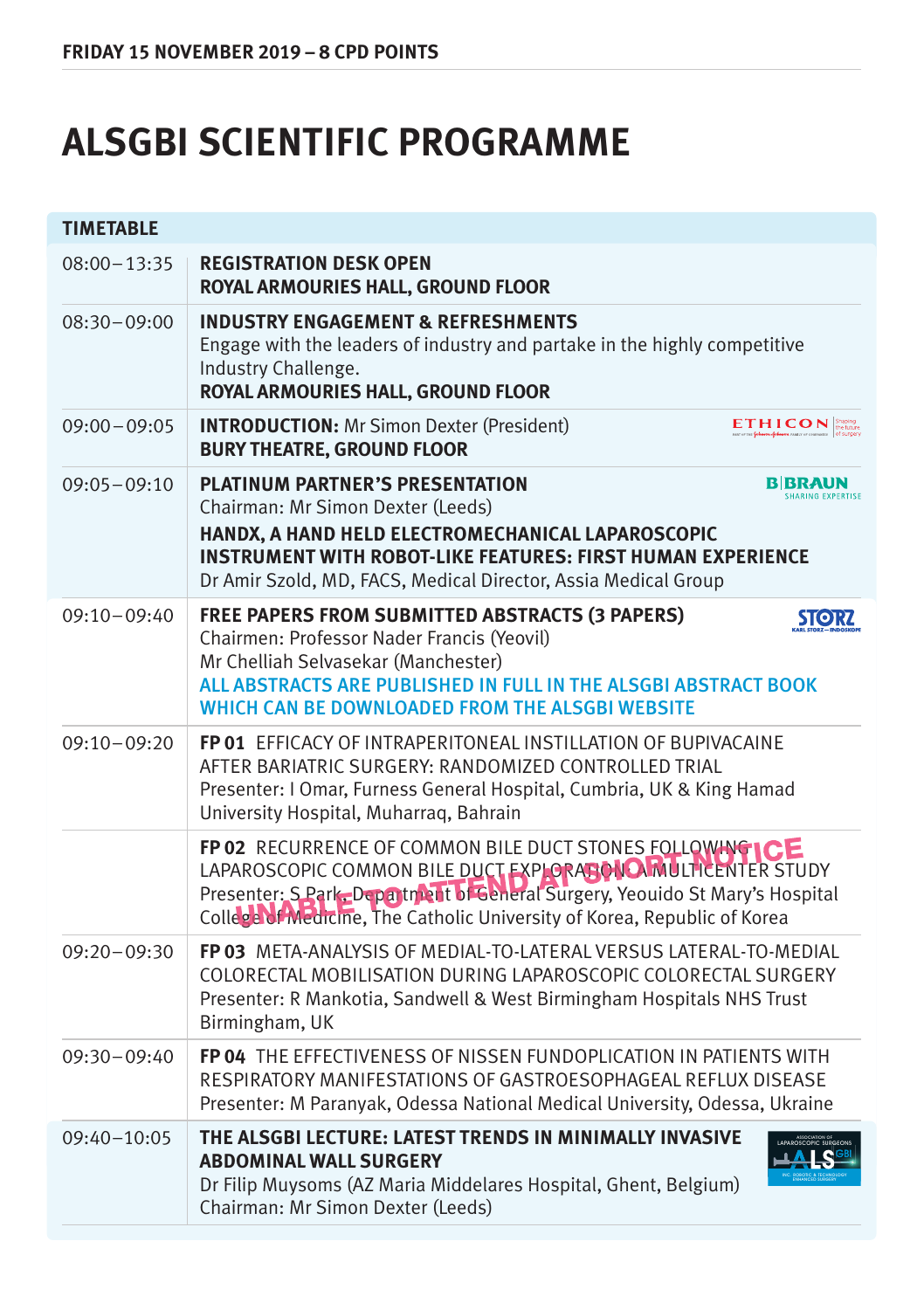**FRIDAY 15 NOVEMBER 2019 – 8 CPD POINTS**

# ALSGBI SCIENTIFIC PROGRAMME

| TIMETABLE | |
|---|---|
| 08:00–13:35 | **REGISTRATION DESK OPEN**<br>**ROYAL ARMOURIES HALL, GROUND FLOOR** |
| 08:30–09:00 | **INDUSTRY ENGAGEMENT & REFRESHMENTS**<br>Engage with the leaders of industry and partake in the highly competitive Industry Challenge.<br>**ROYAL ARMOURIES HALL, GROUND FLOOR** |
| 09:00–09:05 | **INTRODUCTION:** Mr Simon Dexter (President)<br>**BURY THEATRE, GROUND FLOOR** |
| 09:05–09:10 | **PLATINUM PARTNER'S PRESENTATION**<br>Chairman: Mr Simon Dexter (Leeds)<br>**HANDX, A HAND HELD ELECTROMECHANICAL LAPAROSCOPIC INSTRUMENT WITH ROBOT-LIKE FEATURES: FIRST HUMAN EXPERIENCE**<br>Dr Amir Szold, MD, FACS, Medical Director, Assia Medical Group |
| 09:10–09:40 | **FREE PAPERS FROM SUBMITTED ABSTRACTS (3 PAPERS)**<br>Chairmen: Professor Nader Francis (Yeovil)<br>Mr Chelliah Selvasekar (Manchester)<br>ALL ABSTRACTS ARE PUBLISHED IN FULL IN THE ALSGBI ABSTRACT BOOK WHICH CAN BE DOWNLOADED FROM THE ALSGBI WEBSITE |
| 09:10–09:20 | **FP 01** EFFICACY OF INTRAPERITONEAL INSTILLATION OF BUPIVACAINE AFTER BARIATRIC SURGERY: RANDOMIZED CONTROLLED TRIAL<br>Presenter: I Omar, Furness General Hospital, Cumbria, UK & King Hamad University Hospital, Muharraq, Bahrain |
| | **FP 02** RECURRENCE OF COMMON BILE DUCT STONES FOLLOWING LAPAROSCOPIC COMMON BILE DUCT EXPLORATION: A MULTICENTER STUDY<br>Presenter: S Park, Department of General Surgery, Yeouido St Mary's Hospital College of Medicine, The Catholic University of Korea, Republic of Korea<br>UNABLE TO ATTEND AT SHORT NOTICE |
| 09:20–09:30 | **FP 03** META-ANALYSIS OF MEDIAL-TO-LATERAL VERSUS LATERAL-TO-MEDIAL COLORECTAL MOBILISATION DURING LAPAROSCOPIC COLORECTAL SURGERY<br>Presenter: R Mankotia, Sandwell & West Birmingham Hospitals NHS Trust Birmingham, UK |
| 09:30–09:40 | **FP 04** THE EFFECTIVENESS OF NISSEN FUNDOPLICATION IN PATIENTS WITH RESPIRATORY MANIFESTATIONS OF GASTROESOPHAGEAL REFLUX DISEASE<br>Presenter: M Paranyak, Odessa National Medical University, Odessa, Ukraine |
| 09:40–10:05 | **THE ALSGBI LECTURE: LATEST TRENDS IN MINIMALLY INVASIVE ABDOMINAL WALL SURGERY**<br>Dr Filip Muysoms (AZ Maria Middelares Hospital, Ghent, Belgium)<br>Chairman: Mr Simon Dexter (Leeds) |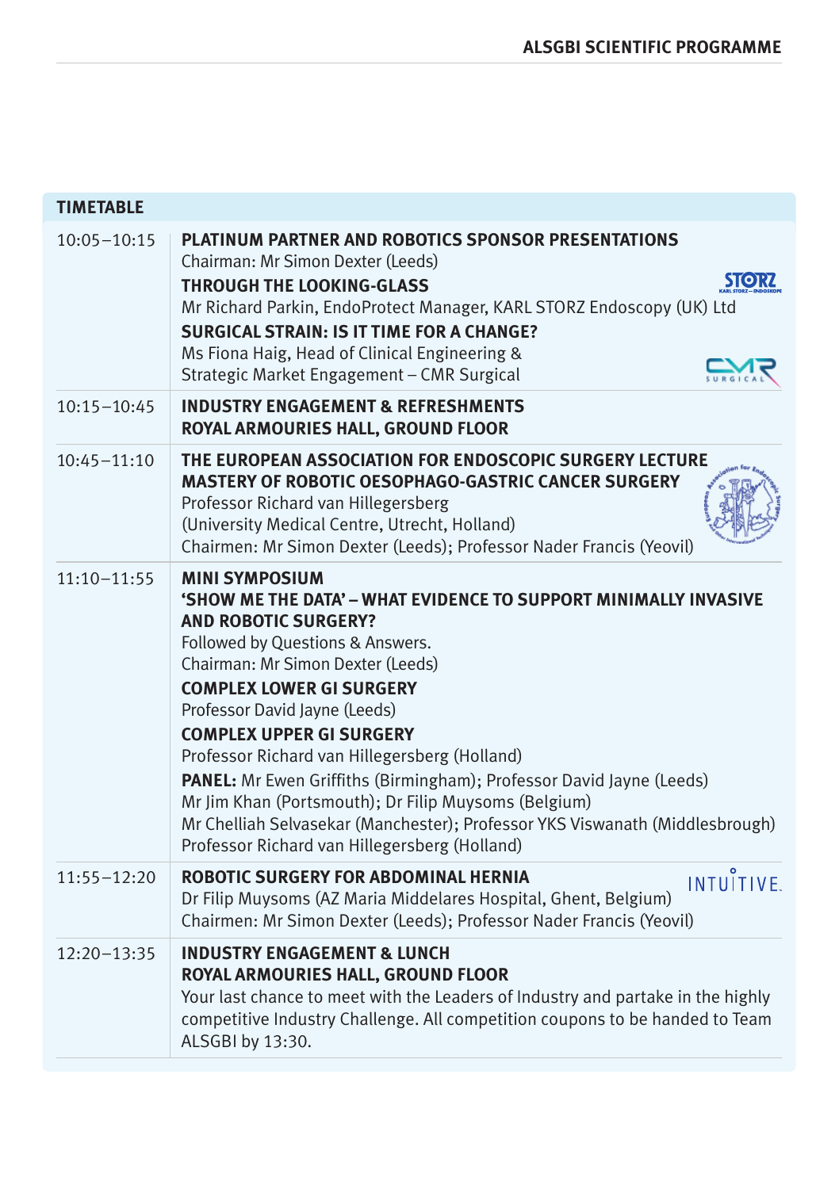| TIMETABLE | |
|---|---|
| 10:05–10:15 | **PLATINUM PARTNER AND ROBOTICS SPONSOR PRESENTATIONS**<br>Chairman: Mr Simon Dexter (Leeds)<br>**THROUGH THE LOOKING-GLASS**<br>Mr Richard Parkin, EndoProtect Manager, KARL STORZ Endoscopy (UK) Ltd<br>**SURGICAL STRAIN: IS IT TIME FOR A CHANGE?**<br>Ms Fiona Haig, Head of Clinical Engineering & Strategic Market Engagement – CMR Surgical |
| 10:15–10:45 | **INDUSTRY ENGAGEMENT & REFRESHMENTS**<br>**ROYAL ARMOURIES HALL, GROUND FLOOR** |
| 10:45–11:10 | **THE EUROPEAN ASSOCIATION FOR ENDOSCOPIC SURGERY LECTURE**<br>**MASTERY OF ROBOTIC OESOPHAGO-GASTRIC CANCER SURGERY**<br>Professor Richard van Hillegersberg<br>(University Medical Centre, Utrecht, Holland)<br>Chairmen: Mr Simon Dexter (Leeds); Professor Nader Francis (Yeovil) |
| 11:10–11:55 | **MINI SYMPOSIUM**<br>**'SHOW ME THE DATA' – WHAT EVIDENCE TO SUPPORT MINIMALLY INVASIVE AND ROBOTIC SURGERY?**<br>Followed by Questions & Answers.<br>Chairman: Mr Simon Dexter (Leeds)<br>**COMPLEX LOWER GI SURGERY**<br>Professor David Jayne (Leeds)<br>**COMPLEX UPPER GI SURGERY**<br>Professor Richard van Hillegersberg (Holland)<br>**PANEL:** Mr Ewen Griffiths (Birmingham); Professor David Jayne (Leeds)<br>Mr Jim Khan (Portsmouth); Dr Filip Muysoms (Belgium)<br>Mr Chelliah Selvasekar (Manchester); Professor YKS Viswanath (Middlesbrough)<br>Professor Richard van Hillegersberg (Holland) |
| 11:55–12:20 | **ROBOTIC SURGERY FOR ABDOMINAL HERNIA**<br>Dr Filip Muysoms (AZ Maria Middelares Hospital, Ghent, Belgium)<br>Chairmen: Mr Simon Dexter (Leeds); Professor Nader Francis (Yeovil) |
| 12:20–13:35 | **INDUSTRY ENGAGEMENT & LUNCH**<br>**ROYAL ARMOURIES HALL, GROUND FLOOR**<br>Your last chance to meet with the Leaders of Industry and partake in the highly competitive Industry Challenge. All competition coupons to be handed to Team ALSGBI by 13:30. |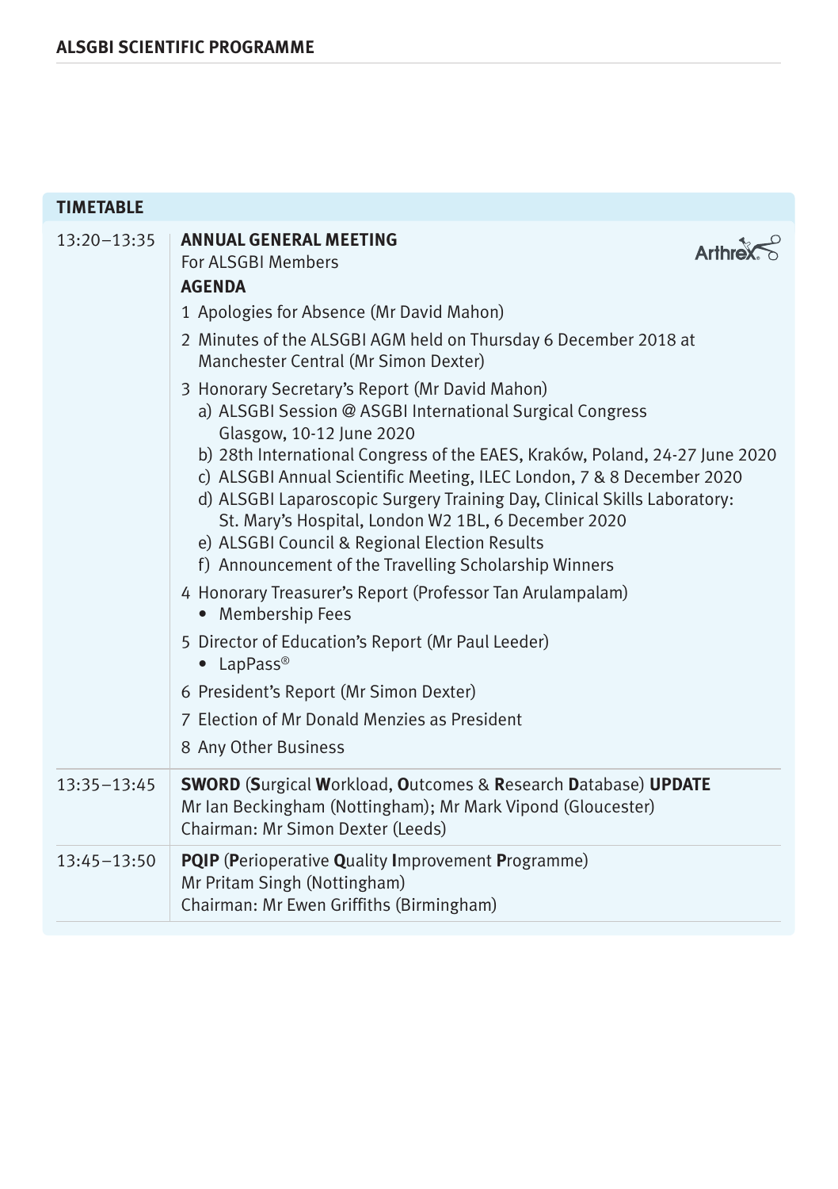## TIMETABLE

| Time | Session |
|---|---|
| 13:20–13:35 | **ANNUAL GENERAL MEETING**<br>For ALSGBI Members<br>**AGENDA**<br>1 Apologies for Absence (Mr David Mahon)<br>2 Minutes of the ALSGBI AGM held on Thursday 6 December 2018 at Manchester Central (Mr Simon Dexter)<br>3 Honorary Secretary's Report (Mr David Mahon)<br>a) ALSGBI Session @ ASGBI International Surgical Congress Glasgow, 10-12 June 2020<br>b) 28th International Congress of the EAES, Kraków, Poland, 24-27 June 2020<br>c) ALSGBI Annual Scientific Meeting, ILEC London, 7 & 8 December 2020<br>d) ALSGBI Laparoscopic Surgery Training Day, Clinical Skills Laboratory: St. Mary's Hospital, London W2 1BL, 6 December 2020<br>e) ALSGBI Council & Regional Election Results<br>f) Announcement of the Travelling Scholarship Winners<br>4 Honorary Treasurer's Report (Professor Tan Arulampalam)<br>• Membership Fees<br>5 Director of Education's Report (Mr Paul Leeder)<br>• LapPass®<br>6 President's Report (Mr Simon Dexter)<br>7 Election of Mr Donald Menzies as President<br>8 Any Other Business |
| 13:35–13:45 | **SWORD** (**S**urgical **W**orkload, **O**utcomes & **R**esearch **D**atabase) **UPDATE**<br>Mr Ian Beckingham (Nottingham); Mr Mark Vipond (Gloucester)<br>Chairman: Mr Simon Dexter (Leeds) |
| 13:45–13:50 | **PQIP** (**P**erioperative **Q**uality **I**mprovement **P**rogramme)<br>Mr Pritam Singh (Nottingham)<br>Chairman: Mr Ewen Griffiths (Birmingham) |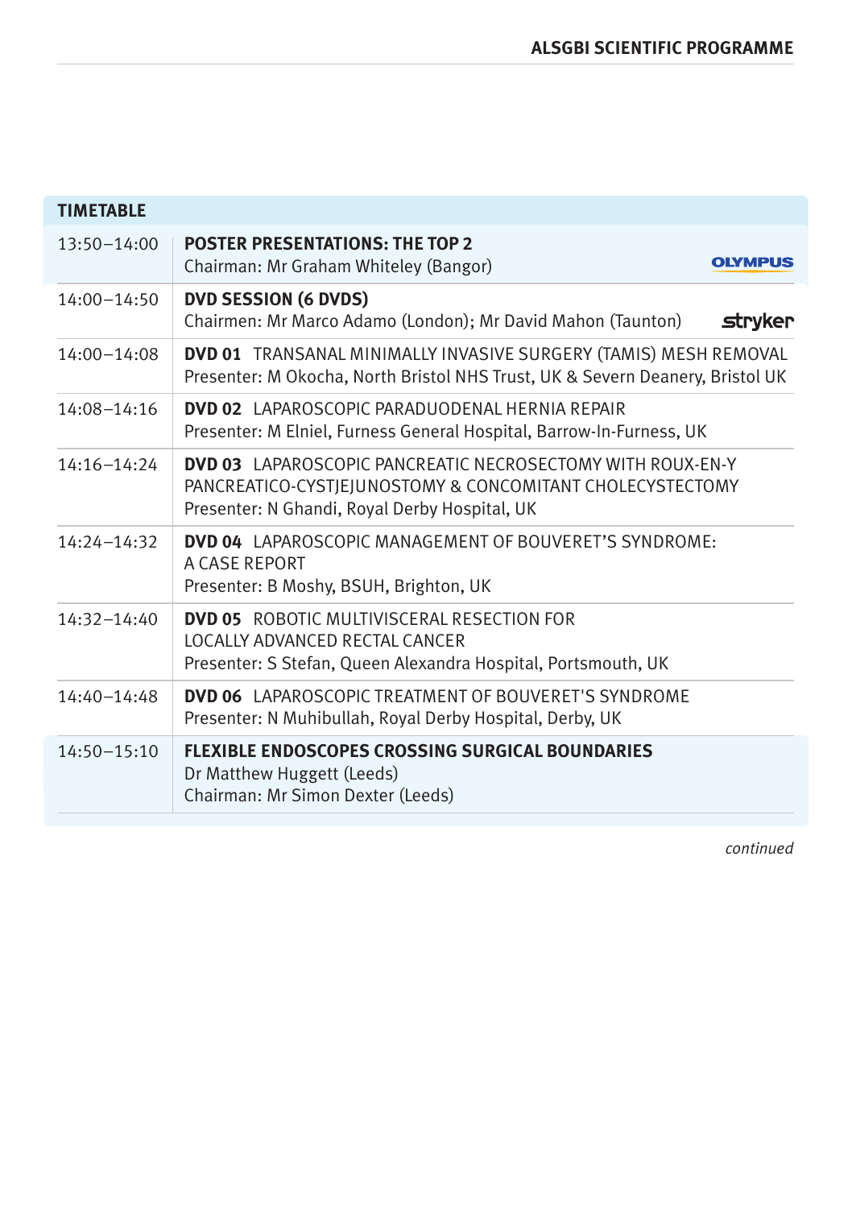## TIMETABLE

| Time | Session |
| --- | --- |
| 13:50–14:00 | **POSTER PRESENTATIONS: THE TOP 2**<br>Chairman: Mr Graham Whiteley (Bangor) — OLYMPUS |
| 14:00–14:50 | **DVD SESSION (6 DVDS)**<br>Chairmen: Mr Marco Adamo (London); Mr David Mahon (Taunton) — stryker |
| 14:00–14:08 | **DVD 01** TRANSANAL MINIMALLY INVASIVE SURGERY (TAMIS) MESH REMOVAL<br>Presenter: M Okocha, North Bristol NHS Trust, UK & Severn Deanery, Bristol UK |
| 14:08–14:16 | **DVD 02** LAPAROSCOPIC PARADUODENAL HERNIA REPAIR<br>Presenter: M Elniel, Furness General Hospital, Barrow-In-Furness, UK |
| 14:16–14:24 | **DVD 03** LAPAROSCOPIC PANCREATIC NECROSECTOMY WITH ROUX-EN-Y PANCREATICO-CYSTJEJUNOSTOMY & CONCOMITANT CHOLECYSTECTOMY<br>Presenter: N Ghandi, Royal Derby Hospital, UK |
| 14:24–14:32 | **DVD 04** LAPAROSCOPIC MANAGEMENT OF BOUVERET'S SYNDROME: A CASE REPORT<br>Presenter: B Moshy, BSUH, Brighton, UK |
| 14:32–14:40 | **DVD 05** ROBOTIC MULTIVISCERAL RESECTION FOR LOCALLY ADVANCED RECTAL CANCER<br>Presenter: S Stefan, Queen Alexandra Hospital, Portsmouth, UK |
| 14:40–14:48 | **DVD 06** LAPAROSCOPIC TREATMENT OF BOUVERET'S SYNDROME<br>Presenter: N Muhibullah, Royal Derby Hospital, Derby, UK |
| 14:50–15:10 | **FLEXIBLE ENDOSCOPES CROSSING SURGICAL BOUNDARIES**<br>Dr Matthew Huggett (Leeds)<br>Chairman: Mr Simon Dexter (Leeds) |

*continued*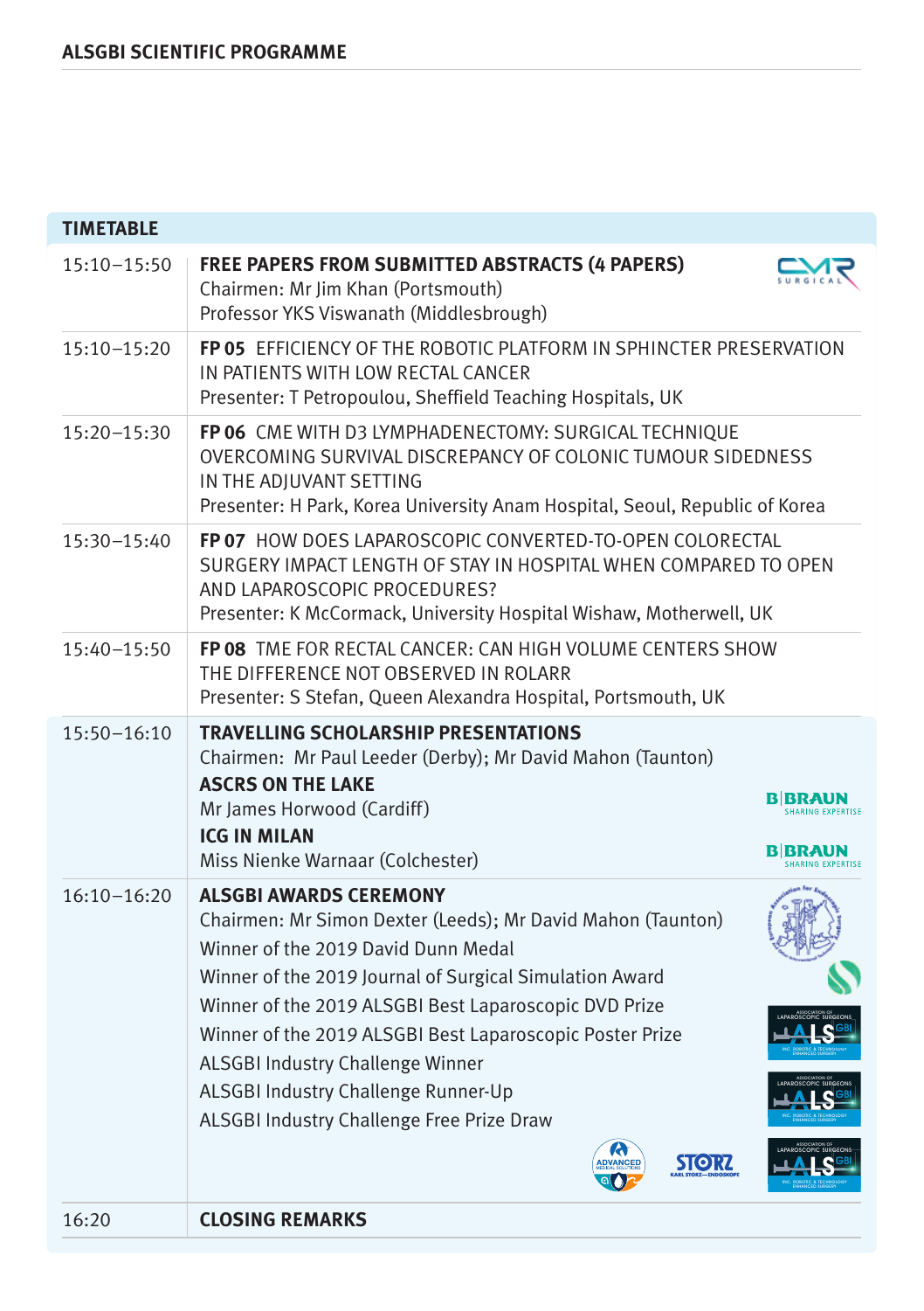## ALSGBI SCIENTIFIC PROGRAMME

| TIMETABLE | |
|---|---|
| 15:10–15:50 | **FREE PAPERS FROM SUBMITTED ABSTRACTS (4 PAPERS)**<br>Chairmen: Mr Jim Khan (Portsmouth)<br>Professor YKS Viswanath (Middlesbrough) |
| 15:10–15:20 | **FP 05** EFFICIENCY OF THE ROBOTIC PLATFORM IN SPHINCTER PRESERVATION IN PATIENTS WITH LOW RECTAL CANCER<br>Presenter: T Petropoulou, Sheffield Teaching Hospitals, UK |
| 15:20–15:30 | **FP 06** CME WITH D3 LYMPHADENECTOMY: SURGICAL TECHNIQUE OVERCOMING SURVIVAL DISCREPANCY OF COLONIC TUMOUR SIDEDNESS IN THE ADJUVANT SETTING<br>Presenter: H Park, Korea University Anam Hospital, Seoul, Republic of Korea |
| 15:30–15:40 | **FP 07** HOW DOES LAPAROSCOPIC CONVERTED-TO-OPEN COLORECTAL SURGERY IMPACT LENGTH OF STAY IN HOSPITAL WHEN COMPARED TO OPEN AND LAPAROSCOPIC PROCEDURES?<br>Presenter: K McCormack, University Hospital Wishaw, Motherwell, UK |
| 15:40–15:50 | **FP 08** TME FOR RECTAL CANCER: CAN HIGH VOLUME CENTERS SHOW THE DIFFERENCE NOT OBSERVED IN ROLARR<br>Presenter: S Stefan, Queen Alexandra Hospital, Portsmouth, UK |
| 15:50–16:10 | **TRAVELLING SCHOLARSHIP PRESENTATIONS**<br>Chairmen: Mr Paul Leeder (Derby); Mr David Mahon (Taunton)<br>**ASCRS ON THE LAKE**<br>Mr James Horwood (Cardiff)<br>**ICG IN MILAN**<br>Miss Nienke Warnaar (Colchester) |
| 16:10–16:20 | **ALSGBI AWARDS CEREMONY**<br>Chairmen: Mr Simon Dexter (Leeds); Mr David Mahon (Taunton)<br>Winner of the 2019 David Dunn Medal<br>Winner of the 2019 Journal of Surgical Simulation Award<br>Winner of the 2019 ALSGBI Best Laparoscopic DVD Prize<br>Winner of the 2019 ALSGBI Best Laparoscopic Poster Prize<br>ALSGBI Industry Challenge Winner<br>ALSGBI Industry Challenge Runner-Up<br>ALSGBI Industry Challenge Free Prize Draw |
| 16:20 | **CLOSING REMARKS** |